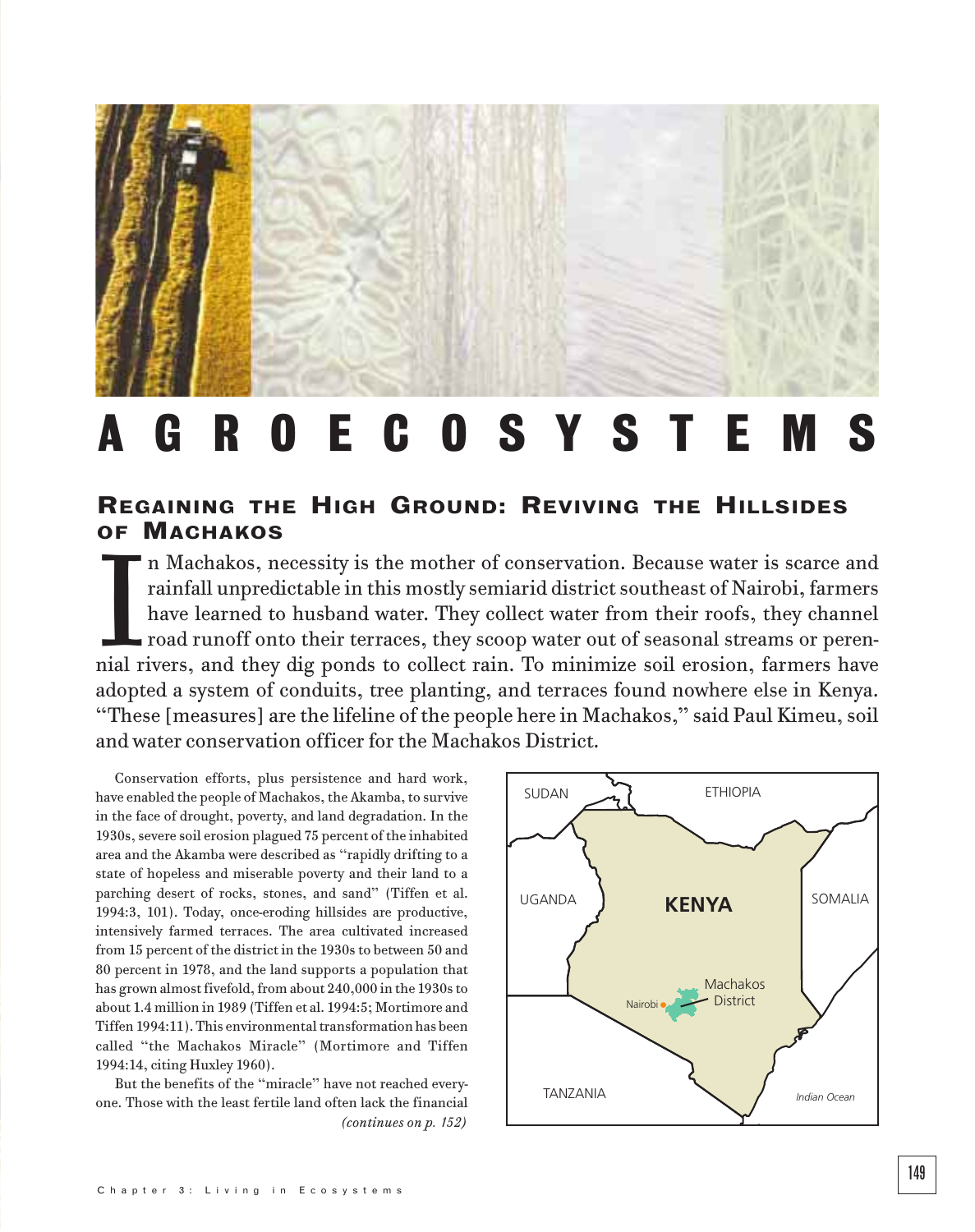# AGROECOSYSTEMS

## Regaining the High Ground: Reviving the Hillsides of Machakos

In Machakos, necessity is the mother of conservation. Because water is scarce and rainfall unpredictable in this mostly semiarid district southeast of Nairobi, farmers have learned to husband water. They collect water from their roofs, they channel road runoff onto their terraces, they scoop water out of seasonal streams or perennial rivers, and they dig ponds to collect rain. To minimize soil erosion, farmers have adopted a system of conduits, tree planting, and terraces found nowhere else in Kenya. "These [measures] are the lifeline of the people here in Machakos," said Paul Kimeu, soil and water conservation officer for the Machakos District.

Conservation efforts, plus persistence and hard work, have enabled the people of Machakos, the Akamba, to survive in the face of drought, poverty, and land degradation. In the 1930s, severe soil erosion plagued 75 percent of the inhabited area and the Akamba were described as "rapidly drifting to a state of hopeless and miserable poverty and their land to a parching desert of rocks, stones, and sand" (Tiffen et al. 1994:3, 101). Today, once-eroding hillsides are productive, intensively farmed terraces. The area cultivated increased from 15 percent of the district in the 1930s to between 50 and 80 percent in 1978, and the land supports a population that has grown almost fivefold, from about 240,000 in the 1930s to about 1.4 million in 1989 (Tiffen et al. 1994:5; Mortimore and Tiffen 1994:11). This environmental transformation has been called "the Machakos Miracle" (Mortimore and Tiffen 1994:14, citing Huxley 1960).

But the benefits of the "miracle" have not reached everyone. Those with the least fertile land often lack the financial

*(continues on p. 152)*

SUDAN | ETHIOPIA | UGANDA | KENYA | SOMALIA | Nairobi | Machakos District | TANZANIA | Indian Ocean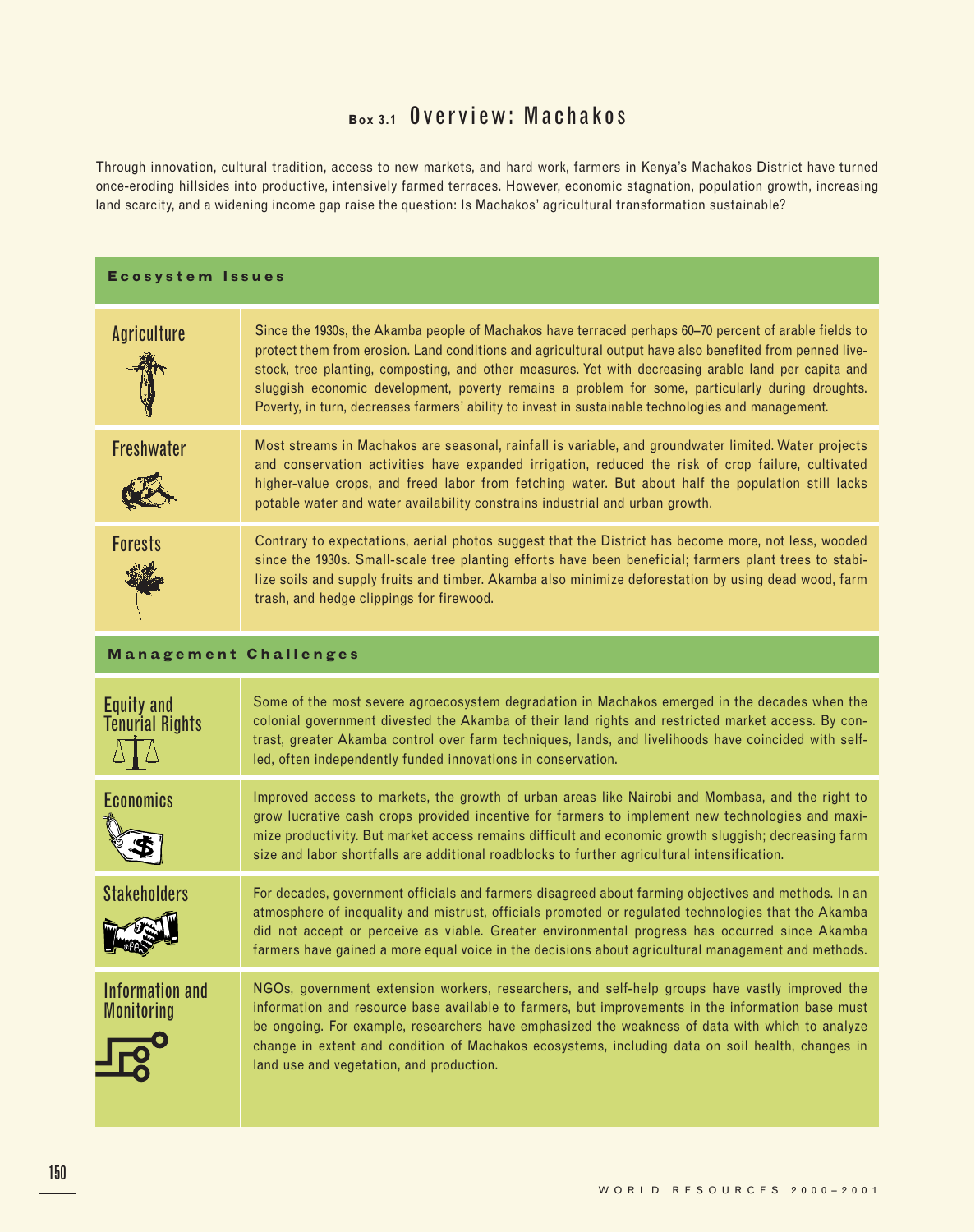# Box 3.1 Overview: Machakos

Through innovation, cultural tradition, access to new markets, and hard work, farmers in Kenya's Machakos District have turned once-eroding hillsides into productive, intensively farmed terraces. However, economic stagnation, population growth, increasing land scarcity, and a widening income gap raise the question: Is Machakos' agricultural transformation sustainable?

## Ecosystem Issues

| | |
|---|---|
| **Agriculture** | Since the 1930s, the Akamba people of Machakos have terraced perhaps 60–70 percent of arable fields to protect them from erosion. Land conditions and agricultural output have also benefited from penned livestock, tree planting, composting, and other measures. Yet with decreasing arable land per capita and sluggish economic development, poverty remains a problem for some, particularly during droughts. Poverty, in turn, decreases farmers' ability to invest in sustainable technologies and management. |
| **Freshwater** | Most streams in Machakos are seasonal, rainfall is variable, and groundwater limited. Water projects and conservation activities have expanded irrigation, reduced the risk of crop failure, cultivated higher-value crops, and freed labor from fetching water. But about half the population still lacks potable water and water availability constrains industrial and urban growth. |
| **Forests** | Contrary to expectations, aerial photos suggest that the District has become more, not less, wooded since the 1930s. Small-scale tree planting efforts have been beneficial; farmers plant trees to stabilize soils and supply fruits and timber. Akamba also minimize deforestation by using dead wood, farm trash, and hedge clippings for firewood. |

## Management Challenges

| | |
|---|---|
| **Equity and Tenurial Rights** | Some of the most severe agroecosystem degradation in Machakos emerged in the decades when the colonial government divested the Akamba of their land rights and restricted market access. By contrast, greater Akamba control over farm techniques, lands, and livelihoods have coincided with self-led, often independently funded innovations in conservation. |
| **Economics** | Improved access to markets, the growth of urban areas like Nairobi and Mombasa, and the right to grow lucrative cash crops provided incentive for farmers to implement new technologies and maximize productivity. But market access remains difficult and economic growth sluggish; decreasing farm size and labor shortfalls are additional roadblocks to further agricultural intensification. |
| **Stakeholders** | For decades, government officials and farmers disagreed about farming objectives and methods. In an atmosphere of inequality and mistrust, officials promoted or regulated technologies that the Akamba did not accept or perceive as viable. Greater environmental progress has occurred since Akamba farmers have gained a more equal voice in the decisions about agricultural management and methods. |
| **Information and Monitoring** | NGOs, government extension workers, researchers, and self-help groups have vastly improved the information and resource base available to farmers, but improvements in the information base must be ongoing. For example, researchers have emphasized the weakness of data with which to analyze change in extent and condition of Machakos ecosystems, including data on soil health, changes in land use and vegetation, and production. |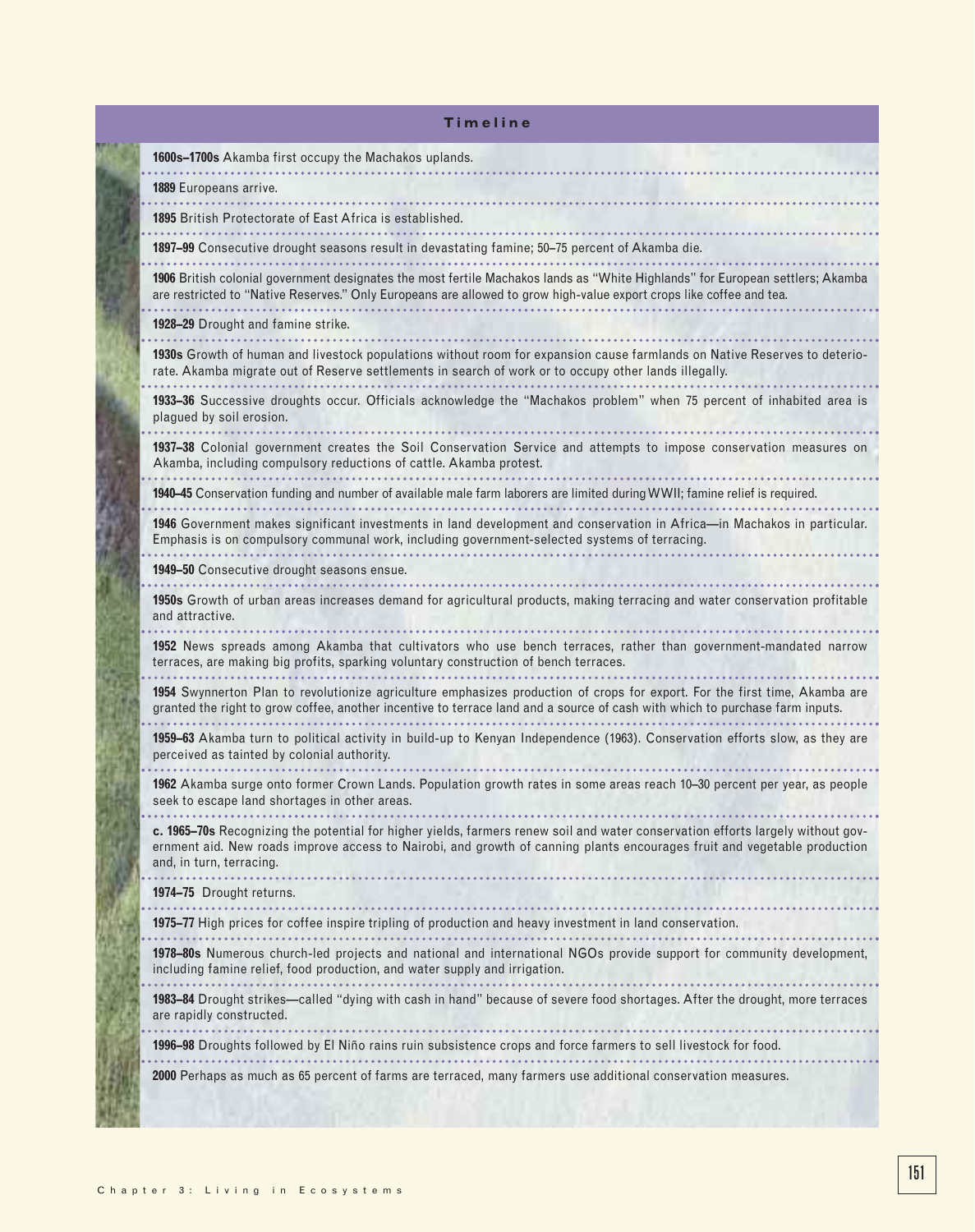## Timeline

**1600s–1700s** Akamba first occupy the Machakos uplands.

**1889** Europeans arrive.

**1895** British Protectorate of East Africa is established.

**1897–99** Consecutive drought seasons result in devastating famine; 50–75 percent of Akamba die.

**1906** British colonial government designates the most fertile Machakos lands as "White Highlands" for European settlers; Akamba are restricted to "Native Reserves." Only Europeans are allowed to grow high-value export crops like coffee and tea.

**1928–29** Drought and famine strike.

**1930s** Growth of human and livestock populations without room for expansion cause farmlands on Native Reserves to deteriorate. Akamba migrate out of Reserve settlements in search of work or to occupy other lands illegally.

**1933–36** Successive droughts occur. Officials acknowledge the "Machakos problem" when 75 percent of inhabited area is plagued by soil erosion.

**1937–38** Colonial government creates the Soil Conservation Service and attempts to impose conservation measures on Akamba, including compulsory reductions of cattle. Akamba protest.

**1940–45** Conservation funding and number of available male farm laborers are limited during WWII; famine relief is required.

**1946** Government makes significant investments in land development and conservation in Africa—in Machakos in particular. Emphasis is on compulsory communal work, including government-selected systems of terracing.

**1949–50** Consecutive drought seasons ensue.

**1950s** Growth of urban areas increases demand for agricultural products, making terracing and water conservation profitable and attractive.

**1952** News spreads among Akamba that cultivators who use bench terraces, rather than government-mandated narrow terraces, are making big profits, sparking voluntary construction of bench terraces.

**1954** Swynnerton Plan to revolutionize agriculture emphasizes production of crops for export. For the first time, Akamba are granted the right to grow coffee, another incentive to terrace land and a source of cash with which to purchase farm inputs.

**1959–63** Akamba turn to political activity in build-up to Kenyan Independence (1963). Conservation efforts slow, as they are perceived as tainted by colonial authority.

**1962** Akamba surge onto former Crown Lands. Population growth rates in some areas reach 10–30 percent per year, as people seek to escape land shortages in other areas.

**c. 1965–70s** Recognizing the potential for higher yields, farmers renew soil and water conservation efforts largely without government aid. New roads improve access to Nairobi, and growth of canning plants encourages fruit and vegetable production and, in turn, terracing.

**1974–75** Drought returns.

**1975–77** High prices for coffee inspire tripling of production and heavy investment in land conservation.

**1978–80s** Numerous church-led projects and national and international NGOs provide support for community development, including famine relief, food production, and water supply and irrigation.

**1983–84** Drought strikes—called "dying with cash in hand" because of severe food shortages. After the drought, more terraces are rapidly constructed.

**1996–98** Droughts followed by El Niño rains ruin subsistence crops and force farmers to sell livestock for food.

**2000** Perhaps as much as 65 percent of farms are terraced, many farmers use additional conservation measures.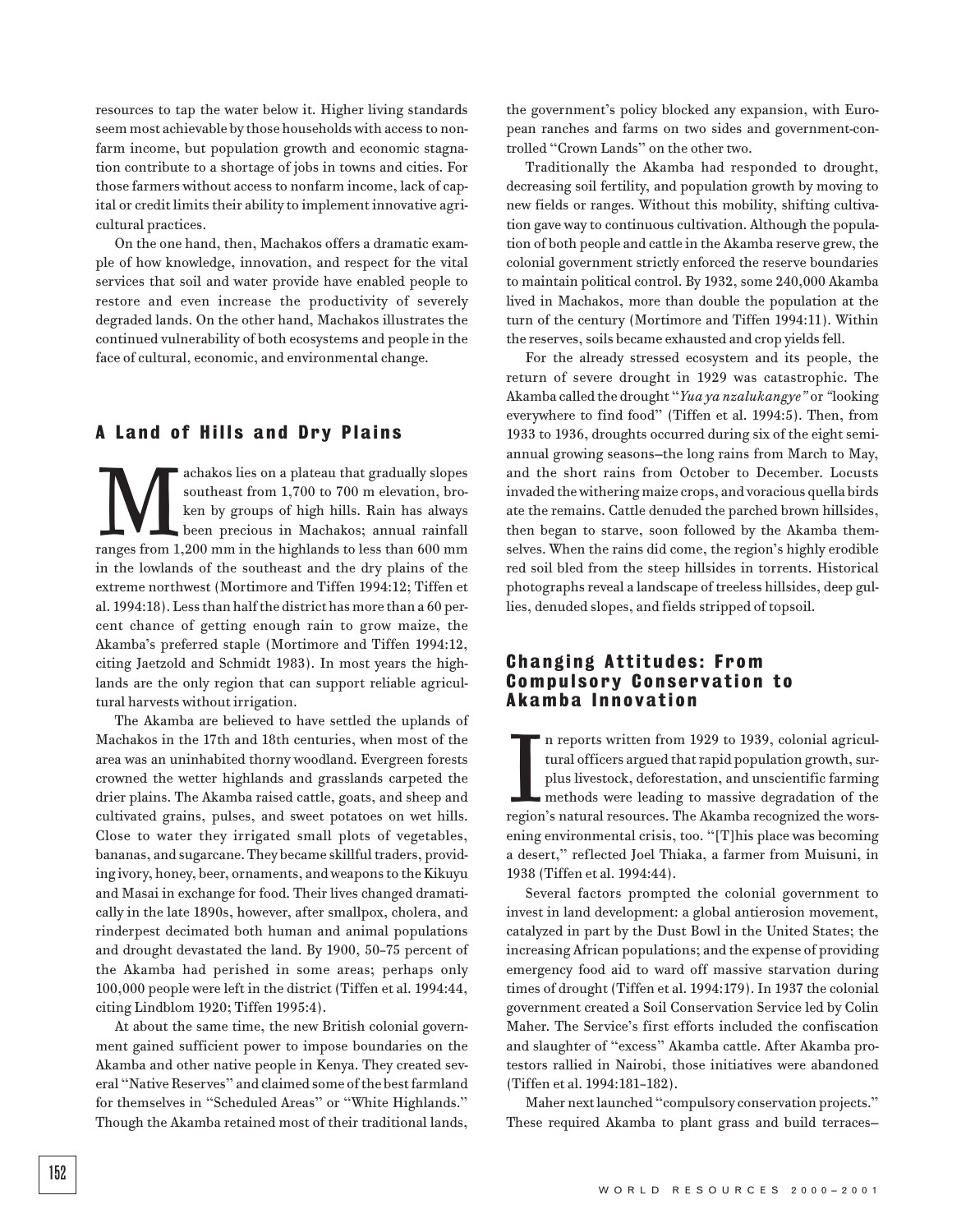resources to tap the water below it. Higher living standards seem most achievable by those households with access to nonfarm income, but population growth and economic stagnation contribute to a shortage of jobs in towns and cities. For those farmers without access to nonfarm income, lack of capital or credit limits their ability to implement innovative agricultural practices.

On the one hand, then, Machakos offers a dramatic example of how knowledge, innovation, and respect for the vital services that soil and water provide have enabled people to restore and even increase the productivity of severely degraded lands. On the other hand, Machakos illustrates the continued vulnerability of both ecosystems and people in the face of cultural, economic, and environmental change.

## A Land of Hills and Dry Plains

Machakos lies on a plateau that gradually slopes southeast from 1,700 to 700 m elevation, broken by groups of high hills. Rain has always been precious in Machakos; annual rainfall ranges from 1,200 mm in the highlands to less than 600 mm in the lowlands of the southeast and the dry plains of the extreme northwest (Mortimore and Tiffen 1994:12; Tiffen et al. 1994:18). Less than half the district has more than a 60 percent chance of getting enough rain to grow maize, the Akamba's preferred staple (Mortimore and Tiffen 1994:12, citing Jaetzold and Schmidt 1983). In most years the highlands are the only region that can support reliable agricultural harvests without irrigation.

The Akamba are believed to have settled the uplands of Machakos in the 17th and 18th centuries, when most of the area was an uninhabited thorny woodland. Evergreen forests crowned the wetter highlands and grasslands carpeted the drier plains. The Akamba raised cattle, goats, and sheep and cultivated grains, pulses, and sweet potatoes on wet hills. Close to water they irrigated small plots of vegetables, bananas, and sugarcane. They became skillful traders, providing ivory, honey, beer, ornaments, and weapons to the Kikuyu and Masai in exchange for food. Their lives changed dramatically in the late 1890s, however, after smallpox, cholera, and rinderpest decimated both human and animal populations and drought devastated the land. By 1900, 50–75 percent of the Akamba had perished in some areas; perhaps only 100,000 people were left in the district (Tiffen et al. 1994:44, citing Lindblom 1920; Tiffen 1995:4).

At about the same time, the new British colonial government gained sufficient power to impose boundaries on the Akamba and other native people in Kenya. They created several "Native Reserves" and claimed some of the best farmland for themselves in "Scheduled Areas" or "White Highlands." Though the Akamba retained most of their traditional lands, the government's policy blocked any expansion, with European ranches and farms on two sides and government-controlled "Crown Lands" on the other two.

Traditionally the Akamba had responded to drought, decreasing soil fertility, and population growth by moving to new fields or ranges. Without this mobility, shifting cultivation gave way to continuous cultivation. Although the population of both people and cattle in the Akamba reserve grew, the colonial government strictly enforced the reserve boundaries to maintain political control. By 1932, some 240,000 Akamba lived in Machakos, more than double the population at the turn of the century (Mortimore and Tiffen 1994:11). Within the reserves, soils became exhausted and crop yields fell.

For the already stressed ecosystem and its people, the return of severe drought in 1929 was catastrophic. The Akamba called the drought "*Yua ya nzalukangye*" or "looking everywhere to find food" (Tiffen et al. 1994:5). Then, from 1933 to 1936, droughts occurred during six of the eight semiannual growing seasons—the long rains from March to May, and the short rains from October to December. Locusts invaded the withering maize crops, and voracious quella birds ate the remains. Cattle denuded the parched brown hillsides, then began to starve, soon followed by the Akamba themselves. When the rains did come, the region's highly erodible red soil bled from the steep hillsides in torrents. Historical photographs reveal a landscape of treeless hillsides, deep gullies, denuded slopes, and fields stripped of topsoil.

## Changing Attitudes: From Compulsory Conservation to Akamba Innovation

In reports written from 1929 to 1939, colonial agricultural officers argued that rapid population growth, surplus livestock, deforestation, and unscientific farming methods were leading to massive degradation of the region's natural resources. The Akamba recognized the worsening environmental crisis, too. "[T]his place was becoming a desert," reflected Joel Thiaka, a farmer from Muisuni, in 1938 (Tiffen et al. 1994:44).

Several factors prompted the colonial government to invest in land development: a global antierosion movement, catalyzed in part by the Dust Bowl in the United States; the increasing African populations; and the expense of providing emergency food aid to ward off massive starvation during times of drought (Tiffen et al. 1994:179). In 1937 the colonial government created a Soil Conservation Service led by Colin Maher. The Service's first efforts included the confiscation and slaughter of "excess" Akamba cattle. After Akamba protestors rallied in Nairobi, those initiatives were abandoned (Tiffen et al. 1994:181–182).

Maher next launched "compulsory conservation projects." These required Akamba to plant grass and build terraces—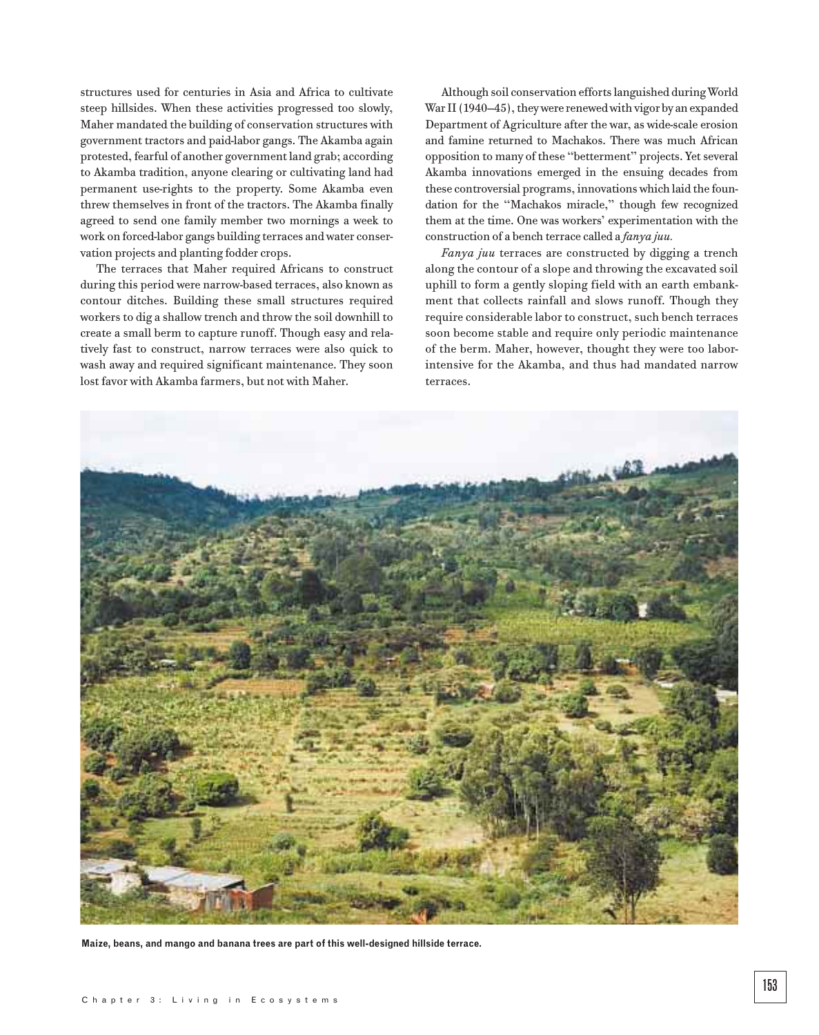structures used for centuries in Asia and Africa to cultivate steep hillsides. When these activities progressed too slowly, Maher mandated the building of conservation structures with government tractors and paid-labor gangs. The Akamba again protested, fearful of another government land grab; according to Akamba tradition, anyone clearing or cultivating land had permanent use-rights to the property. Some Akamba even threw themselves in front of the tractors. The Akamba finally agreed to send one family member two mornings a week to work on forced-labor gangs building terraces and water conservation projects and planting fodder crops.

The terraces that Maher required Africans to construct during this period were narrow-based terraces, also known as contour ditches. Building these small structures required workers to dig a shallow trench and throw the soil downhill to create a small berm to capture runoff. Though easy and relatively fast to construct, narrow terraces were also quick to wash away and required significant maintenance. They soon lost favor with Akamba farmers, but not with Maher.

Although soil conservation efforts languished during World War II (1940–45), they were renewed with vigor by an expanded Department of Agriculture after the war, as wide-scale erosion and famine returned to Machakos. There was much African opposition to many of these "betterment" projects. Yet several Akamba innovations emerged in the ensuing decades from these controversial programs, innovations which laid the foundation for the "Machakos miracle," though few recognized them at the time. One was workers' experimentation with the construction of a bench terrace called a *fanya juu.*

*Fanya juu* terraces are constructed by digging a trench along the contour of a slope and throwing the excavated soil uphill to form a gently sloping field with an earth embankment that collects rainfall and slows runoff. Though they require considerable labor to construct, such bench terraces soon become stable and require only periodic maintenance of the berm. Maher, however, thought they were too labor-intensive for the Akamba, and thus had mandated narrow terraces.

**Maize, beans, and mango and banana trees are part of this well-designed hillside terrace.**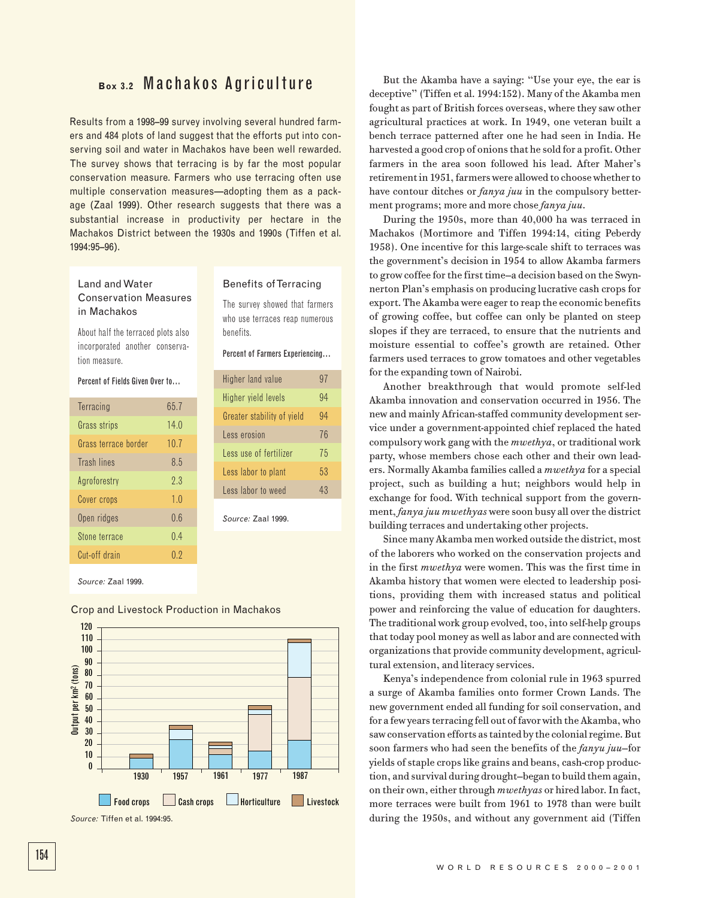### Box 3.2 Machakos Agriculture

Results from a 1998–99 survey involving several hundred farmers and 484 plots of land suggest that the efforts put into conserving soil and water in Machakos have been well rewarded. The survey shows that terracing is by far the most popular conservation measure. Farmers who use terracing often use multiple conservation measures—adopting them as a package (Zaal 1999). Other research suggests that there was a substantial increase in productivity per hectare in the Machakos District between the 1930s and 1990s (Tiffen et al. 1994:95–96).

#### Land and Water Conservation Measures in Machakos

About half the terraced plots also incorporated another conservation measure.

Percent of Fields Given Over to…

| | |
|---|---|
| Terracing | 65.7 |
| Grass strips | 14.0 |
| Grass terrace border | 10.7 |
| Trash lines | 8.5 |
| Agroforestry | 2.3 |
| Cover crops | 1.0 |
| Open ridges | 0.6 |
| Stone terrace | 0.4 |
| Cut-off drain | 0.2 |

*Source:* Zaal 1999.

#### Benefits of Terracing

The survey showed that farmers who use terraces reap numerous benefits.

Percent of Farmers Experiencing…

| | |
|---|---|
| Higher land value | 97 |
| Higher yield levels | 94 |
| Greater stability of yield | 94 |
| Less erosion | 76 |
| Less use of fertilizer | 75 |
| Less labor to plant | 53 |
| Less labor to weed | 43 |

*Source:* Zaal 1999.

#### Crop and Livestock Production in Machakos

Output per km² (tons)

120
110
100
90
80
70
60
50
40
30
20
10
0

1930 1957 1961 1977 1987

Food crops Cash crops Horticulture Livestock

*Source:* Tiffen et al. 1994:95.

But the Akamba have a saying: "Use your eye, the ear is deceptive" (Tiffen et al. 1994:152). Many of the Akamba men fought as part of British forces overseas, where they saw other agricultural practices at work. In 1949, one veteran built a bench terrace patterned after one he had seen in India. He harvested a good crop of onions that he sold for a profit. Other farmers in the area soon followed his lead. After Maher's retirement in 1951, farmers were allowed to choose whether to have contour ditches or *fanya juu* in the compulsory betterment programs; more and more chose *fanya juu*.

During the 1950s, more than 40,000 ha was terraced in Machakos (Mortimore and Tiffen 1994:14, citing Peberdy 1958). One incentive for this large-scale shift to terraces was the government's decision in 1954 to allow Akamba farmers to grow coffee for the first time–a decision based on the Swynnerton Plan's emphasis on producing lucrative cash crops for export. The Akamba were eager to reap the economic benefits of growing coffee, but coffee can only be planted on steep slopes if they are terraced, to ensure that the nutrients and moisture essential to coffee's growth are retained. Other farmers used terraces to grow tomatoes and other vegetables for the expanding town of Nairobi.

Another breakthrough that would promote self-led Akamba innovation and conservation occurred in 1956. The new and mainly African-staffed community development service under a government-appointed chief replaced the hated compulsory work gang with the *mwethya*, or traditional work party, whose members chose each other and their own leaders. Normally Akamba families called a *mwethya* for a special project, such as building a hut; neighbors would help in exchange for food. With technical support from the government, *fanya juu mwethyas* were soon busy all over the district building terraces and undertaking other projects.

Since many Akamba men worked outside the district, most of the laborers who worked on the conservation projects and in the first *mwethya* were women. This was the first time in Akamba history that women were elected to leadership positions, providing them with increased status and political power and reinforcing the value of education for daughters. The traditional work group evolved, too, into self-help groups that today pool money as well as labor and are connected with organizations that provide community development, agricultural extension, and literacy services.

Kenya's independence from colonial rule in 1963 spurred a surge of Akamba families onto former Crown Lands. The new government ended all funding for soil conservation, and for a few years terracing fell out of favor with the Akamba, who saw conservation efforts as tainted by the colonial regime. But soon farmers who had seen the benefits of the *fanyu juu*–for yields of staple crops like grains and beans, cash-crop production, and survival during drought–began to build them again, on their own, either through *mwethyas* or hired labor. In fact, more terraces were built from 1961 to 1978 than were built during the 1950s, and without any government aid (Tiffen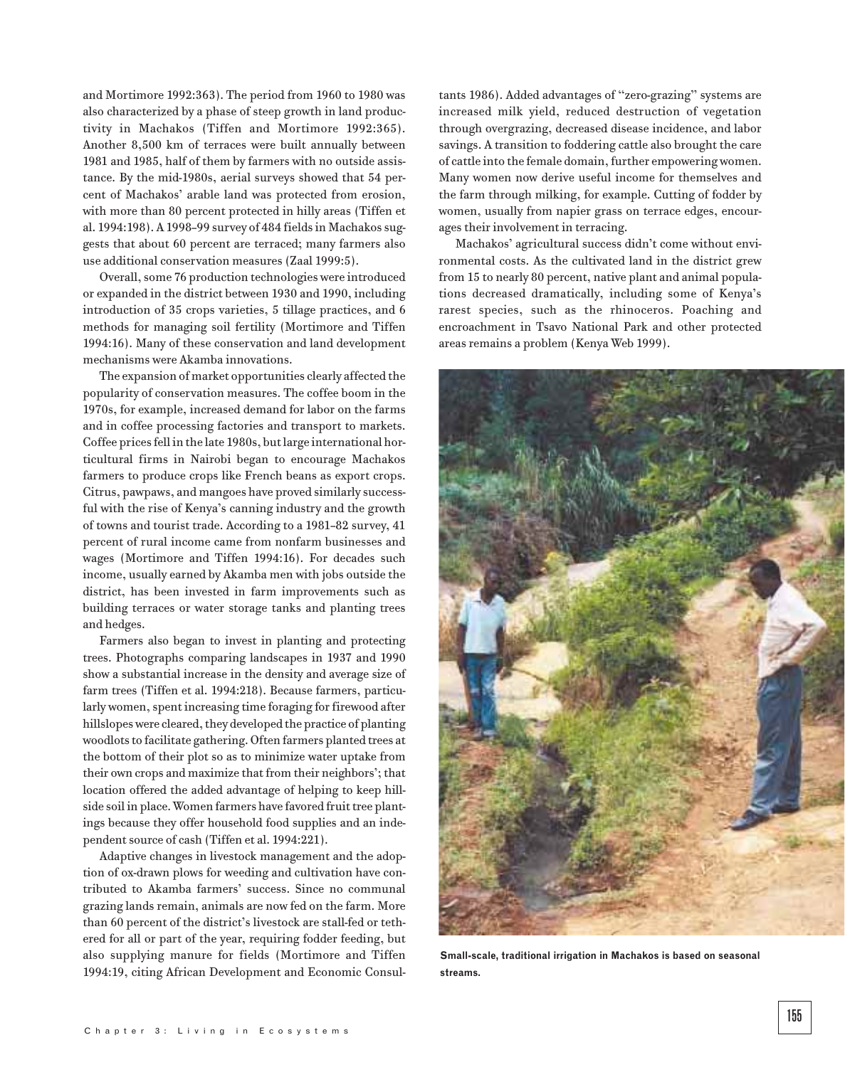and Mortimore 1992:363). The period from 1960 to 1980 was also characterized by a phase of steep growth in land productivity in Machakos (Tiffen and Mortimore 1992:365). Another 8,500 km of terraces were built annually between 1981 and 1985, half of them by farmers with no outside assistance. By the mid-1980s, aerial surveys showed that 54 percent of Machakos' arable land was protected from erosion, with more than 80 percent protected in hilly areas (Tiffen et al. 1994:198). A 1998–99 survey of 484 fields in Machakos suggests that about 60 percent are terraced; many farmers also use additional conservation measures (Zaal 1999:5).

Overall, some 76 production technologies were introduced or expanded in the district between 1930 and 1990, including introduction of 35 crops varieties, 5 tillage practices, and 6 methods for managing soil fertility (Mortimore and Tiffen 1994:16). Many of these conservation and land development mechanisms were Akamba innovations.

The expansion of market opportunities clearly affected the popularity of conservation measures. The coffee boom in the 1970s, for example, increased demand for labor on the farms and in coffee processing factories and transport to markets. Coffee prices fell in the late 1980s, but large international horticultural firms in Nairobi began to encourage Machakos farmers to produce crops like French beans as export crops. Citrus, pawpaws, and mangoes have proved similarly successful with the rise of Kenya's canning industry and the growth of towns and tourist trade. According to a 1981–82 survey, 41 percent of rural income came from nonfarm businesses and wages (Mortimore and Tiffen 1994:16). For decades such income, usually earned by Akamba men with jobs outside the district, has been invested in farm improvements such as building terraces or water storage tanks and planting trees and hedges.

Farmers also began to invest in planting and protecting trees. Photographs comparing landscapes in 1937 and 1990 show a substantial increase in the density and average size of farm trees (Tiffen et al. 1994:218). Because farmers, particularly women, spent increasing time foraging for firewood after hillslopes were cleared, they developed the practice of planting woodlots to facilitate gathering. Often farmers planted trees at the bottom of their plot so as to minimize water uptake from their own crops and maximize that from their neighbors'; that location offered the added advantage of helping to keep hillside soil in place. Women farmers have favored fruit tree plantings because they offer household food supplies and an independent source of cash (Tiffen et al. 1994:221).

Adaptive changes in livestock management and the adoption of ox-drawn plows for weeding and cultivation have contributed to Akamba farmers' success. Since no communal grazing lands remain, animals are now fed on the farm. More than 60 percent of the district's livestock are stall-fed or tethered for all or part of the year, requiring fodder feeding, but also supplying manure for fields (Mortimore and Tiffen 1994:19, citing African Development and Economic Consultants 1986). Added advantages of "zero-grazing" systems are increased milk yield, reduced destruction of vegetation through overgrazing, decreased disease incidence, and labor savings. A transition to foddering cattle also brought the care of cattle into the female domain, further empowering women. Many women now derive useful income for themselves and the farm through milking, for example. Cutting of fodder by women, usually from napier grass on terrace edges, encourages their involvement in terracing.

Machakos' agricultural success didn't come without environmental costs. As the cultivated land in the district grew from 15 to nearly 80 percent, native plant and animal populations decreased dramatically, including some of Kenya's rarest species, such as the rhinoceros. Poaching and encroachment in Tsavo National Park and other protected areas remains a problem (Kenya Web 1999).

**Small-scale, traditional irrigation in Machakos is based on seasonal streams.**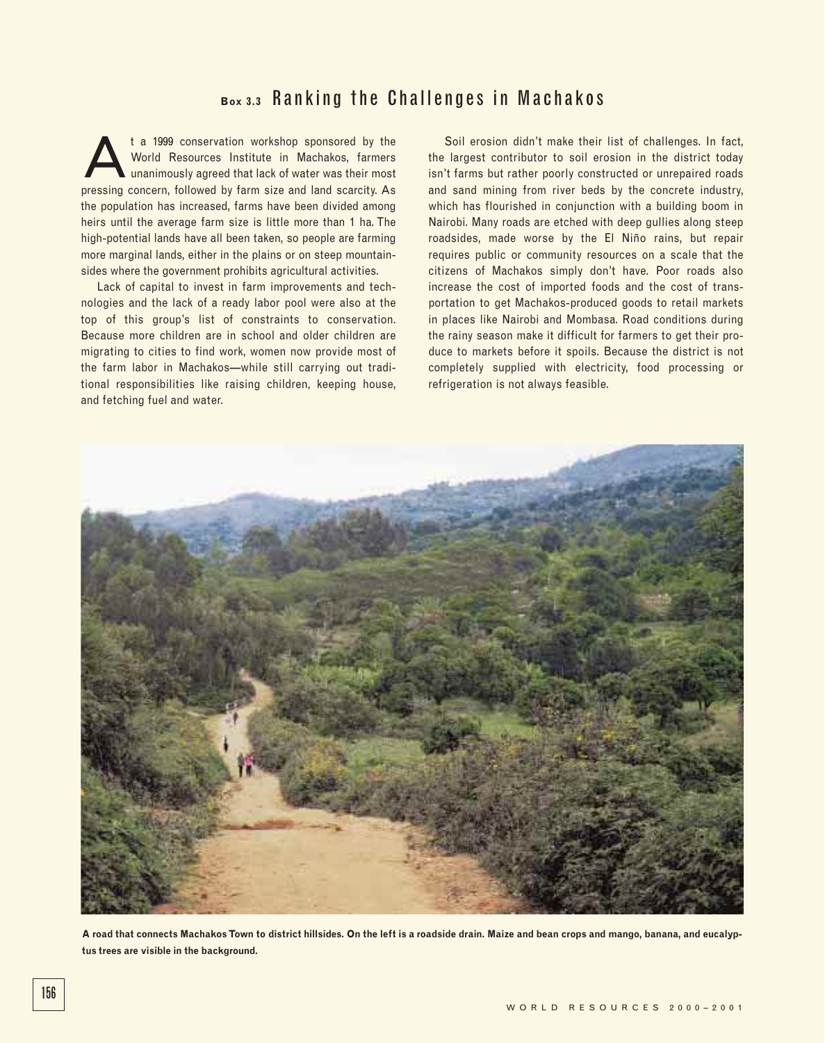## Box 3.3 Ranking the Challenges in Machakos

At a 1999 conservation workshop sponsored by the World Resources Institute in Machakos, farmers unanimously agreed that lack of water was their most pressing concern, followed by farm size and land scarcity. As the population has increased, farms have been divided among heirs until the average farm size is little more than 1 ha. The high-potential lands have all been taken, so people are farming more marginal lands, either in the plains or on steep mountainsides where the government prohibits agricultural activities.

Lack of capital to invest in farm improvements and technologies and the lack of a ready labor pool were also at the top of this group's list of constraints to conservation. Because more children are in school and older children are migrating to cities to find work, women now provide most of the farm labor in Machakos—while still carrying out traditional responsibilities like raising children, keeping house, and fetching fuel and water.

Soil erosion didn't make their list of challenges. In fact, the largest contributor to soil erosion in the district today isn't farms but rather poorly constructed or unrepaired roads and sand mining from river beds by the concrete industry, which has flourished in conjunction with a building boom in Nairobi. Many roads are etched with deep gullies along steep roadsides, made worse by the El Niño rains, but repair requires public or community resources on a scale that the citizens of Machakos simply don't have. Poor roads also increase the cost of imported foods and the cost of transportation to get Machakos-produced goods to retail markets in places like Nairobi and Mombasa. Road conditions during the rainy season make it difficult for farmers to get their produce to markets before it spoils. Because the district is not completely supplied with electricity, food processing or refrigeration is not always feasible.

**A road that connects Machakos Town to district hillsides. On the left is a roadside drain. Maize and bean crops and mango, banana, and eucalyptus trees are visible in the background.**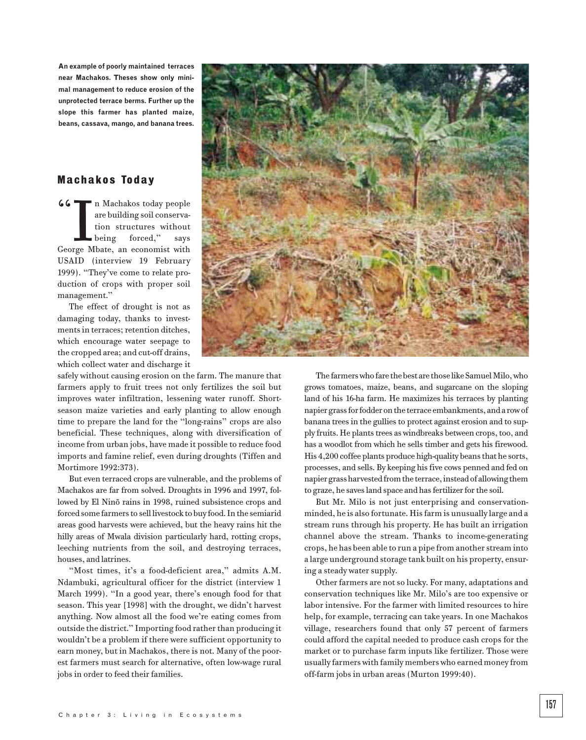An example of poorly maintained terraces near Machakos. Theses show only minimal management to reduce erosion of the unprotected terrace berms. Further up the slope this farmer has planted maize, beans, cassava, mango, and banana trees.

## Machakos Today

"In Machakos today people are building soil conservation structures without being forced," says George Mbate, an economist with USAID (interview 19 February 1999). "They've come to relate production of crops with proper soil management."

The effect of drought is not as damaging today, thanks to investments in terraces; retention ditches, which encourage water seepage to the cropped area; and cut-off drains, which collect water and discharge it safely without causing erosion on the farm. The manure that farmers apply to fruit trees not only fertilizes the soil but improves water infiltration, lessening water runoff. Short-season maize varieties and early planting to allow enough time to prepare the land for the "long-rains" crops are also beneficial. These techniques, along with diversification of income from urban jobs, have made it possible to reduce food imports and famine relief, even during droughts (Tiffen and Mortimore 1992:373).

But even terraced crops are vulnerable, and the problems of Machakos are far from solved. Droughts in 1996 and 1997, followed by El Ninõ rains in 1998, ruined subsistence crops and forced some farmers to sell livestock to buy food. In the semiarid areas good harvests were achieved, but the heavy rains hit the hilly areas of Mwala division particularly hard, rotting crops, leeching nutrients from the soil, and destroying terraces, houses, and latrines.

"Most times, it's a food-deficient area," admits A.M. Ndambuki, agricultural officer for the district (interview 1 March 1999). "In a good year, there's enough food for that season. This year [1998] with the drought, we didn't harvest anything. Now almost all the food we're eating comes from outside the district." Importing food rather than producing it wouldn't be a problem if there were sufficient opportunity to earn money, but in Machakos, there is not. Many of the poorest farmers must search for alternative, often low-wage rural jobs in order to feed their families.

The farmers who fare the best are those like Samuel Milo, who grows tomatoes, maize, beans, and sugarcane on the sloping land of his 16-ha farm. He maximizes his terraces by planting napier grass for fodder on the terrace embankments, and a row of banana trees in the gullies to protect against erosion and to supply fruits. He plants trees as windbreaks between crops, too, and has a woodlot from which he sells timber and gets his firewood. His 4,200 coffee plants produce high-quality beans that he sorts, processes, and sells. By keeping his five cows penned and fed on napier grass harvested from the terrace, instead of allowing them to graze, he saves land space and has fertilizer for the soil.

But Mr. Milo is not just enterprising and conservation-minded, he is also fortunate. His farm is unusually large and a stream runs through his property. He has built an irrigation channel above the stream. Thanks to income-generating crops, he has been able to run a pipe from another stream into a large underground storage tank built on his property, ensuring a steady water supply.

Other farmers are not so lucky. For many, adaptations and conservation techniques like Mr. Milo's are too expensive or labor intensive. For the farmer with limited resources to hire help, for example, terracing can take years. In one Machakos village, researchers found that only 57 percent of farmers could afford the capital needed to produce cash crops for the market or to purchase farm inputs like fertilizer. Those were usually farmers with family members who earned money from off-farm jobs in urban areas (Murton 1999:40).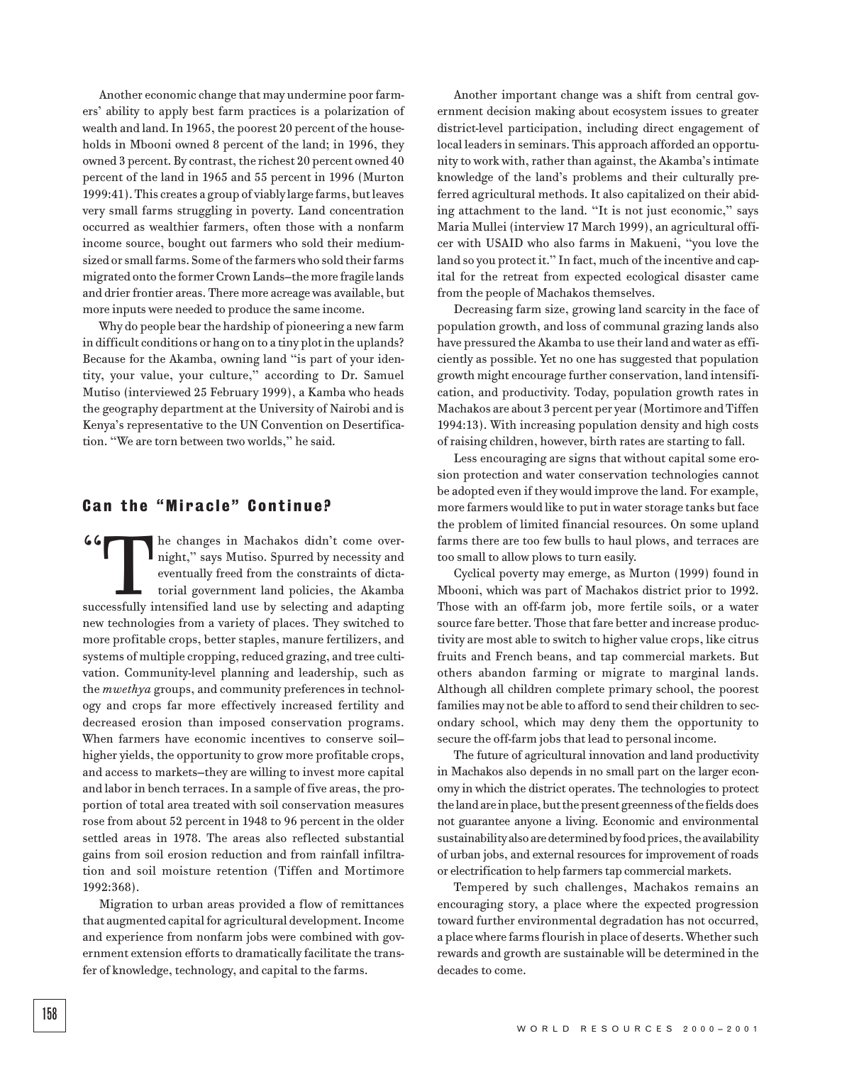Another economic change that may undermine poor farmers' ability to apply best farm practices is a polarization of wealth and land. In 1965, the poorest 20 percent of the households in Mbooni owned 8 percent of the land; in 1996, they owned 3 percent. By contrast, the richest 20 percent owned 40 percent of the land in 1965 and 55 percent in 1996 (Murton 1999:41). This creates a group of viably large farms, but leaves very small farms struggling in poverty. Land concentration occurred as wealthier farmers, often those with a nonfarm income source, bought out farmers who sold their medium-sized or small farms. Some of the farmers who sold their farms migrated onto the former Crown Lands–the more fragile lands and drier frontier areas. There more acreage was available, but more inputs were needed to produce the same income.

Why do people bear the hardship of pioneering a new farm in difficult conditions or hang on to a tiny plot in the uplands? Because for the Akamba, owning land "is part of your identity, your value, your culture," according to Dr. Samuel Mutiso (interviewed 25 February 1999), a Kamba who heads the geography department at the University of Nairobi and is Kenya's representative to the UN Convention on Desertification. "We are torn between two worlds," he said.

## Can the "Miracle" Continue?

"The changes in Machakos didn't come overnight," says Mutiso. Spurred by necessity and eventually freed from the constraints of dictatorial government land policies, the Akamba successfully intensified land use by selecting and adapting new technologies from a variety of places. They switched to more profitable crops, better staples, manure fertilizers, and systems of multiple cropping, reduced grazing, and tree cultivation. Community-level planning and leadership, such as the *mwethya* groups, and community preferences in technology and crops far more effectively increased fertility and decreased erosion than imposed conservation programs. When farmers have economic incentives to conserve soil–higher yields, the opportunity to grow more profitable crops, and access to markets–they are willing to invest more capital and labor in bench terraces. In a sample of five areas, the proportion of total area treated with soil conservation measures rose from about 52 percent in 1948 to 96 percent in the older settled areas in 1978. The areas also reflected substantial gains from soil erosion reduction and from rainfall infiltration and soil moisture retention (Tiffen and Mortimore 1992:368).

Migration to urban areas provided a flow of remittances that augmented capital for agricultural development. Income and experience from nonfarm jobs were combined with government extension efforts to dramatically facilitate the transfer of knowledge, technology, and capital to the farms.

Another important change was a shift from central government decision making about ecosystem issues to greater district-level participation, including direct engagement of local leaders in seminars. This approach afforded an opportunity to work with, rather than against, the Akamba's intimate knowledge of the land's problems and their culturally preferred agricultural methods. It also capitalized on their abiding attachment to the land. "It is not just economic," says Maria Mullei (interview 17 March 1999), an agricultural officer with USAID who also farms in Makueni, "you love the land so you protect it." In fact, much of the incentive and capital for the retreat from expected ecological disaster came from the people of Machakos themselves.

Decreasing farm size, growing land scarcity in the face of population growth, and loss of communal grazing lands also have pressured the Akamba to use their land and water as efficiently as possible. Yet no one has suggested that population growth might encourage further conservation, land intensification, and productivity. Today, population growth rates in Machakos are about 3 percent per year (Mortimore and Tiffen 1994:13). With increasing population density and high costs of raising children, however, birth rates are starting to fall.

Less encouraging are signs that without capital some erosion protection and water conservation technologies cannot be adopted even if they would improve the land. For example, more farmers would like to put in water storage tanks but face the problem of limited financial resources. On some upland farms there are too few bulls to haul plows, and terraces are too small to allow plows to turn easily.

Cyclical poverty may emerge, as Murton (1999) found in Mbooni, which was part of Machakos district prior to 1992. Those with an off-farm job, more fertile soils, or a water source fare better. Those that fare better and increase productivity are most able to switch to higher value crops, like citrus fruits and French beans, and tap commercial markets. But others abandon farming or migrate to marginal lands. Although all children complete primary school, the poorest families may not be able to afford to send their children to secondary school, which may deny them the opportunity to secure the off-farm jobs that lead to personal income.

The future of agricultural innovation and land productivity in Machakos also depends in no small part on the larger economy in which the district operates. The technologies to protect the land are in place, but the present greenness of the fields does not guarantee anyone a living. Economic and environmental sustainability also are determined by food prices, the availability of urban jobs, and external resources for improvement of roads or electrification to help farmers tap commercial markets.

Tempered by such challenges, Machakos remains an encouraging story, a place where the expected progression toward further environmental degradation has not occurred, a place where farms flourish in place of deserts. Whether such rewards and growth are sustainable will be determined in the decades to come.